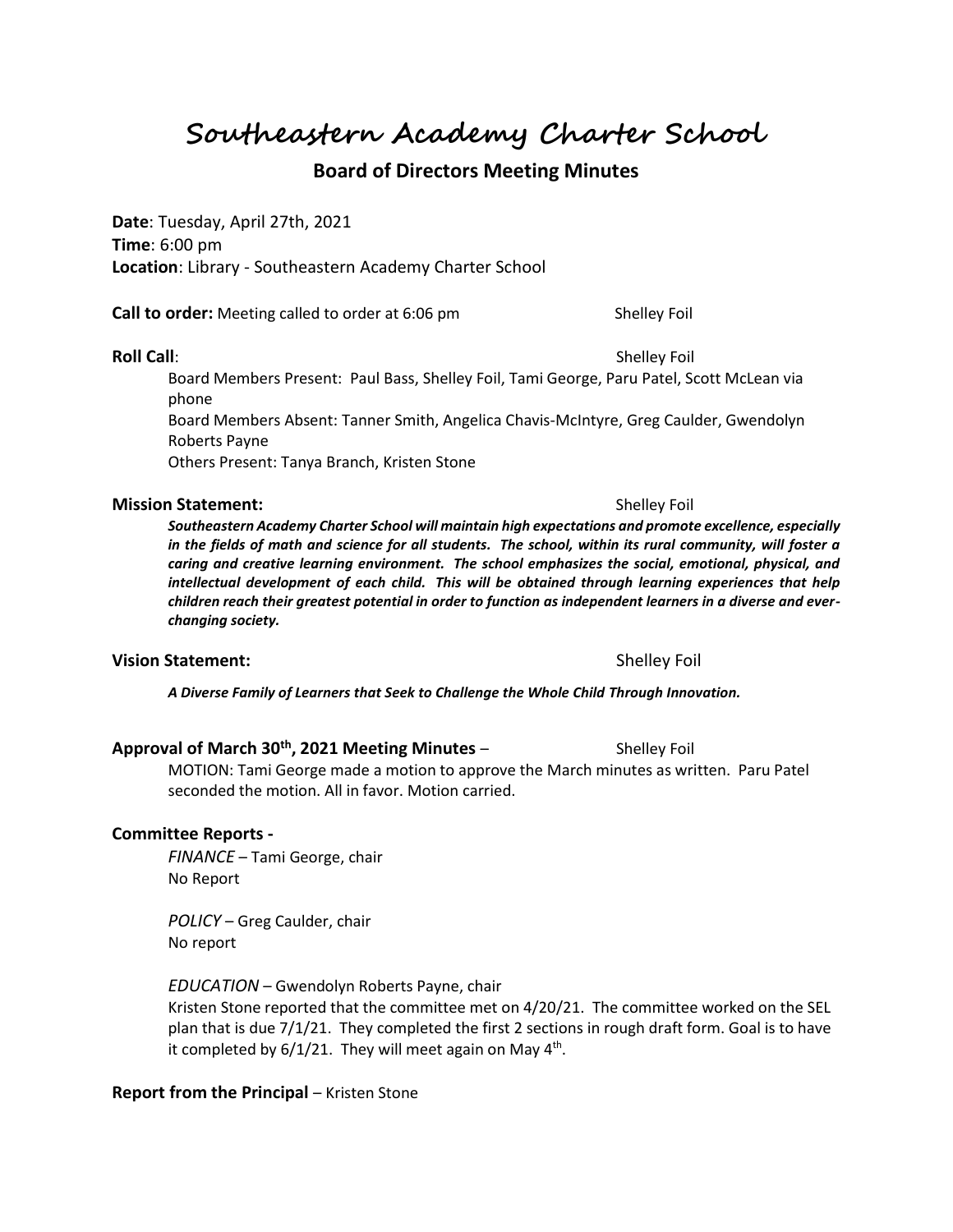# Southeastern Academy Charter School

## Board of Directors Meeting Minutes

**Date**: Tuesday, April 27th, 2021
**Time**: 6:00 pm
**Location**: Library - Southeastern Academy Charter School

**Call to order:** Meeting called to order at 6:06 pm — Shelley Foil

**Roll Call**: — Shelley Foil

Board Members Present: Paul Bass, Shelley Foil, Tami George, Paru Patel, Scott McLean via phone
Board Members Absent: Tanner Smith, Angelica Chavis-McIntyre, Greg Caulder, Gwendolyn Roberts Payne
Others Present: Tanya Branch, Kristen Stone

**Mission Statement:** — Shelley Foil

***Southeastern Academy Charter School will maintain high expectations and promote excellence, especially in the fields of math and science for all students. The school, within its rural community, will foster a caring and creative learning environment. The school emphasizes the social, emotional, physical, and intellectual development of each child. This will be obtained through learning experiences that help children reach their greatest potential in order to function as independent learners in a diverse and ever-changing society.***

**Vision Statement:** — Shelley Foil

***A Diverse Family of Learners that Seek to Challenge the Whole Child Through Innovation.***

**Approval of March 30th, 2021 Meeting Minutes** – Shelley Foil

MOTION: Tami George made a motion to approve the March minutes as written. Paru Patel seconded the motion. All in favor. Motion carried.

**Committee Reports -**

*FINANCE* – Tami George, chair
No Report

*POLICY* – Greg Caulder, chair
No report

*EDUCATION* – Gwendolyn Roberts Payne, chair
Kristen Stone reported that the committee met on 4/20/21. The committee worked on the SEL plan that is due 7/1/21. They completed the first 2 sections in rough draft form. Goal is to have it completed by 6/1/21. They will meet again on May 4th.

**Report from the Principal** – Kristen Stone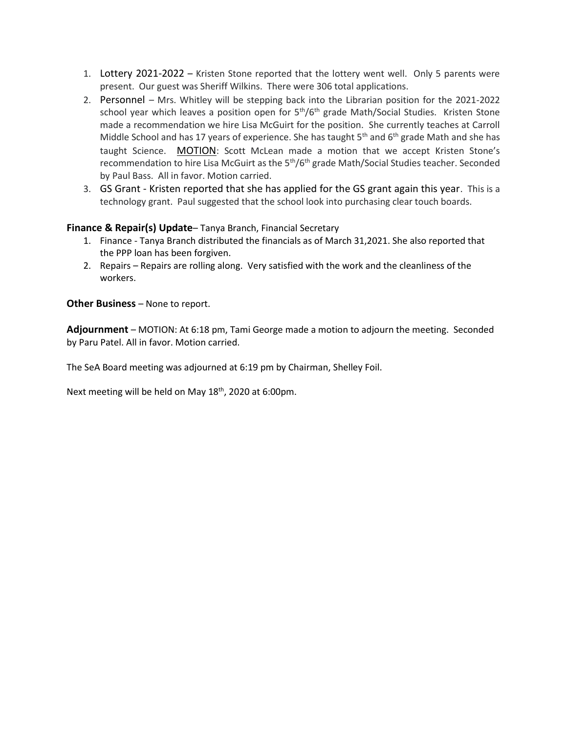1. Lottery 2021-2022 – Kristen Stone reported that the lottery went well. Only 5 parents were present. Our guest was Sheriff Wilkins. There were 306 total applications.
2. Personnel – Mrs. Whitley will be stepping back into the Librarian position for the 2021-2022 school year which leaves a position open for 5th/6th grade Math/Social Studies. Kristen Stone made a recommendation we hire Lisa McGuirt for the position. She currently teaches at Carroll Middle School and has 17 years of experience. She has taught 5th and 6th grade Math and she has taught Science. MOTION: Scott McLean made a motion that we accept Kristen Stone's recommendation to hire Lisa McGuirt as the 5th/6th grade Math/Social Studies teacher. Seconded by Paul Bass. All in favor. Motion carried.
3. GS Grant - Kristen reported that she has applied for the GS grant again this year. This is a technology grant. Paul suggested that the school look into purchasing clear touch boards.

**Finance & Repair(s) Update**– Tanya Branch, Financial Secretary

1. Finance - Tanya Branch distributed the financials as of March 31,2021. She also reported that the PPP loan has been forgiven.
2. Repairs – Repairs are rolling along. Very satisfied with the work and the cleanliness of the workers.

**Other Business** – None to report.

**Adjournment** – MOTION: At 6:18 pm, Tami George made a motion to adjourn the meeting. Seconded by Paru Patel. All in favor. Motion carried.

The SeA Board meeting was adjourned at 6:19 pm by Chairman, Shelley Foil.

Next meeting will be held on May 18th, 2020 at 6:00pm.